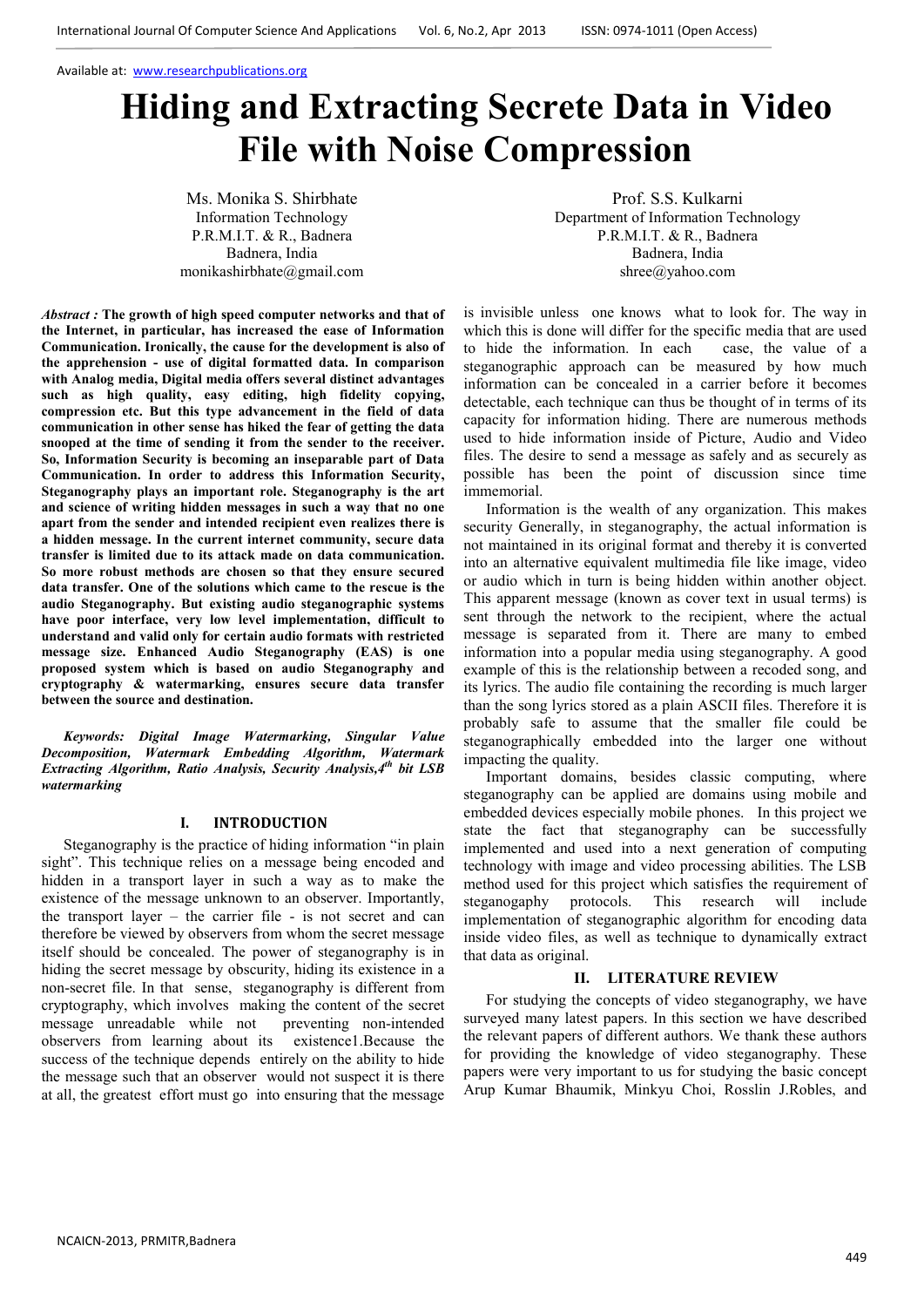Available at: www.researchpublications.org

# Hiding and Extracting Secrete Data in Video File with Noise Compression

Ms. Monika S. Shirbhate
Information Technology
P.R.M.I.T. & R., Badnera
Badnera, India
monikashirbhate@gmail.com

Prof. S.S. Kulkarni
Department of Information Technology
P.R.M.I.T. & R., Badnera
Badnera, India
shree@yahoo.com

***Abstract :*** **The growth of high speed computer networks and that of the Internet, in particular, has increased the ease of Information Communication. Ironically, the cause for the development is also of the apprehension - use of digital formatted data. In comparison with Analog media, Digital media offers several distinct advantages such as high quality, easy editing, high fidelity copying, compression etc. But this type advancement in the field of data communication in other sense has hiked the fear of getting the data snooped at the time of sending it from the sender to the receiver. So, Information Security is becoming an inseparable part of Data Communication. In order to address this Information Security, Steganography plays an important role. Steganography is the art and science of writing hidden messages in such a way that no one apart from the sender and intended recipient even realizes there is a hidden message. In the current internet community, secure data transfer is limited due to its attack made on data communication. So more robust methods are chosen so that they ensure secured data transfer. One of the solutions which came to the rescue is the audio Steganography. But existing audio steganographic systems have poor interface, very low level implementation, difficult to understand and valid only for certain audio formats with restricted message size. Enhanced Audio Steganography (EAS) is one proposed system which is based on audio Steganography and cryptography & watermarking, ensures secure data transfer between the source and destination.**

***Keywords: Digital Image Watermarking, Singular Value Decomposition, Watermark Embedding Algorithm, Watermark Extracting Algorithm, Ratio Analysis, Security Analysis,4th bit LSB watermarking***

## I. INTRODUCTION

Steganography is the practice of hiding information "in plain sight". This technique relies on a message being encoded and hidden in a transport layer in such a way as to make the existence of the message unknown to an observer. Importantly, the transport layer – the carrier file - is not secret and can therefore be viewed by observers from whom the secret message itself should be concealed. The power of steganography is in hiding the secret message by obscurity, hiding its existence in a non-secret file. In that sense, steganography is different from cryptography, which involves making the content of the secret message unreadable while not preventing non-intended observers from learning about its existence1.Because the success of the technique depends entirely on the ability to hide the message such that an observer would not suspect it is there at all, the greatest effort must go into ensuring that the message is invisible unless one knows what to look for. The way in which this is done will differ for the specific media that are used to hide the information. In each case, the value of a steganographic approach can be measured by how much information can be concealed in a carrier before it becomes detectable, each technique can thus be thought of in terms of its capacity for information hiding. There are numerous methods used to hide information inside of Picture, Audio and Video files. The desire to send a message as safely and as securely as possible has been the point of discussion since time immemorial.

Information is the wealth of any organization. This makes security Generally, in steganography, the actual information is not maintained in its original format and thereby it is converted into an alternative equivalent multimedia file like image, video or audio which in turn is being hidden within another object. This apparent message (known as cover text in usual terms) is sent through the network to the recipient, where the actual message is separated from it. There are many to embed information into a popular media using steganography. A good example of this is the relationship between a recoded song, and its lyrics. The audio file containing the recording is much larger than the song lyrics stored as a plain ASCII files. Therefore it is probably safe to assume that the smaller file could be steganographically embedded into the larger one without impacting the quality.

Important domains, besides classic computing, where steganography can be applied are domains using mobile and embedded devices especially mobile phones. In this project we state the fact that steganography can be successfully implemented and used into a next generation of computing technology with image and video processing abilities. The LSB method used for this project which satisfies the requirement of steganogaphy protocols. This research will include implementation of steganographic algorithm for encoding data inside video files, as well as technique to dynamically extract that data as original.

## II. LITERATURE REVIEW

For studying the concepts of video steganography, we have surveyed many latest papers. In this section we have described the relevant papers of different authors. We thank these authors for providing the knowledge of video steganography. These papers were very important to us for studying the basic concept Arup Kumar Bhaumik, Minkyu Choi, Rosslin J.Robles, and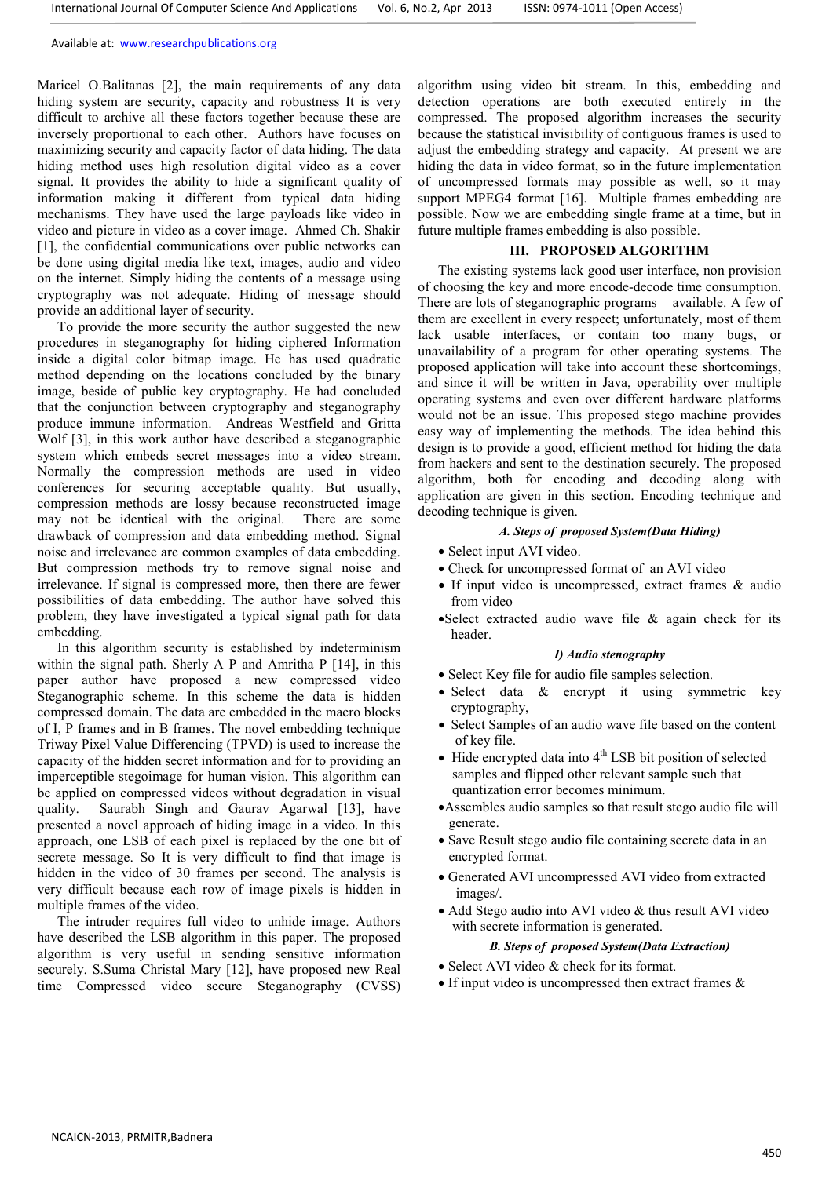Maricel O.Balitanas [2], the main requirements of any data hiding system are security, capacity and robustness It is very difficult to achieve all these factors together because these are inversely proportional to each other. Authors have focuses on maximizing security and capacity factor of data hiding. The data hiding method uses high resolution digital video as a cover signal. It provides the ability to hide a significant quality of information making it different from typical data hiding mechanisms. They have used the large payloads like video in video and picture in video as a cover image. Ahmed Ch. Shakir [1], the confidential communications over public networks can be done using digital media like text, images, audio and video on the internet. Simply hiding the contents of a message using cryptography was not adequate. Hiding of message should provide an additional layer of security.

To provide the more security the author suggested the new procedures in steganography for hiding ciphered Information inside a digital color bitmap image. He has used quadratic method depending on the locations concluded by the binary image, beside of public key cryptography. He had concluded that the conjunction between cryptography and steganography produce immune information. Andreas Westfield and Gritta Wolf [3], in this work author have described a steganographic system which embeds secret messages into a video stream. Normally the compression methods are used in video conferences for securing acceptable quality. But usually, compression methods are lossy because reconstructed image may not be identical with the original. There are some drawback of compression and data embedding method. Signal noise and irrelevance are common examples of data embedding. But compression methods try to remove signal noise and irrelevance. If signal is compressed more, then there are fewer possibilities of data embedding. The author have solved this problem, they have investigated a typical signal path for data embedding.

In this algorithm security is established by indeterminism within the signal path. Sherly A P and Amritha P [14], in this paper author have proposed a new compressed video Steganographic scheme. In this scheme the data is hidden compressed domain. The data are embedded in the macro blocks of I, P frames and in B frames. The novel embedding technique Triway Pixel Value Differencing (TPVD) is used to increase the capacity of the hidden secret information and for to providing an imperceptible stegoimage for human vision. This algorithm can be applied on compressed videos without degradation in visual quality. Saurabh Singh and Gaurav Agarwal [13], have presented a novel approach of hiding image in a video. In this approach, one LSB of each pixel is replaced by the one bit of secrete message. So It is very difficult to find that image is hidden in the video of 30 frames per second. The analysis is very difficult because each row of image pixels is hidden in multiple frames of the video.

The intruder requires full video to unhide image. Authors have described the LSB algorithm in this paper. The proposed algorithm is very useful in sending sensitive information securely. S.Suma Christal Mary [12], have proposed new Real time Compressed video secure Steganography (CVSS) algorithm using video bit stream. In this, embedding and detection operations are both executed entirely in the compressed. The proposed algorithm increases the security because the statistical invisibility of contiguous frames is used to adjust the embedding strategy and capacity. At present we are hiding the data in video format, so in the future implementation of uncompressed formats may possible as well, so it may support MPEG4 format [16]. Multiple frames embedding are possible. Now we are embedding single frame at a time, but in future multiple frames embedding is also possible.

## III. PROPOSED ALGORITHM

The existing systems lack good user interface, non provision of choosing the key and more encode-decode time consumption. There are lots of steganographic programs available. A few of them are excellent in every respect; unfortunately, most of them lack usable interfaces, or contain too many bugs, or unavailability of a program for other operating systems. The proposed application will take into account these shortcomings, and since it will be written in Java, operability over multiple operating systems and even over different hardware platforms would not be an issue. This proposed stego machine provides easy way of implementing the methods. The idea behind this design is to provide a good, efficient method for hiding the data from hackers and sent to the destination securely. The proposed algorithm, both for encoding and decoding along with application are given in this section. Encoding technique and decoding technique is given.

### *A. Steps of proposed System(Data Hiding)*

- Select input AVI video.
- Check for uncompressed format of an AVI video
- If input video is uncompressed, extract frames & audio from video
- Select extracted audio wave file & again check for its header.

#### *I) Audio stenography*

- Select Key file for audio file samples selection.
- Select data & encrypt it using symmetric key cryptography,
- Select Samples of an audio wave file based on the content of key file.
- Hide encrypted data into 4th LSB bit position of selected samples and flipped other relevant sample such that quantization error becomes minimum.
- Assembles audio samples so that result stego audio file will generate.
- Save Result stego audio file containing secrete data in an encrypted format.
- Generated AVI uncompressed AVI video from extracted images/.
- Add Stego audio into AVI video & thus result AVI video with secrete information is generated.

### *B. Steps of proposed System(Data Extraction)*

- Select AVI video & check for its format.
- If input video is uncompressed then extract frames &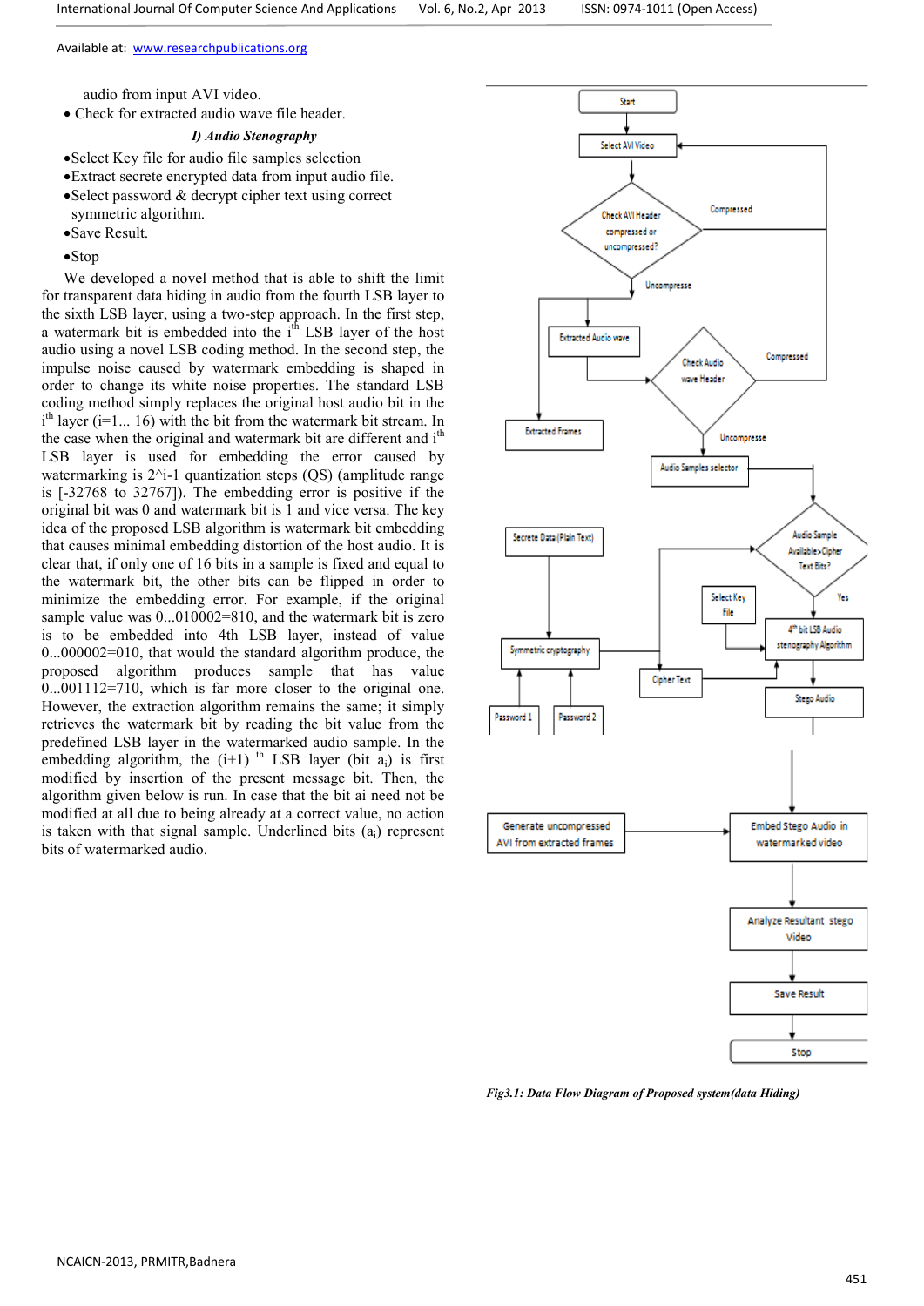audio from input AVI video.

- Check for extracted audio wave file header.

### *I) Audio Stenography*

- Select Key file for audio file samples selection
- Extract secrete encrypted data from input audio file.
- Select password & decrypt cipher text using correct symmetric algorithm.
- Save Result.
- Stop

We developed a novel method that is able to shift the limit for transparent data hiding in audio from the fourth LSB layer to the sixth LSB layer, using a two-step approach. In the first step, a watermark bit is embedded into the $i^{th}$ LSB layer of the host audio using a novel LSB coding method. In the second step, the impulse noise caused by watermark embedding is shaped in order to change its white noise properties. The standard LSB coding method simply replaces the original host audio bit in the $i^{th}$ layer (i=1... 16) with the bit from the watermark bit stream. In the case when the original and watermark bit are different and $i^{th}$ LSB layer is used for embedding the error caused by watermarking is $2^{i-1}$ quantization steps (QS) (amplitude range is [-32768 to 32767]). The embedding error is positive if the original bit was 0 and watermark bit is 1 and vice versa. The key idea of the proposed LSB algorithm is watermark bit embedding that causes minimal embedding distortion of the host audio. It is clear that, if only one of 16 bits in a sample is fixed and equal to the watermark bit, the other bits can be flipped in order to minimize the embedding error. For example, if the original sample value was 0...010002=810, and the watermark bit is zero is to be embedded into 4th LSB layer, instead of value 0...000002=010, that would the standard algorithm produce, the proposed algorithm produces sample that has value 0...001112=710, which is far more closer to the original one. However, the extraction algorithm remains the same; it simply retrieves the watermark bit by reading the bit value from the predefined LSB layer in the watermarked audio sample. In the embedding algorithm, the (i+1) $^{th}$ LSB layer (bit $a_i$) is first modified by insertion of the present message bit. Then, the algorithm given below is run. In case that the bit ai need not be modified at all due to being already at a correct value, no action is taken with that signal sample. Underlined bits ($a_i$) represent bits of watermarked audio.

*Fig3.1: Data Flow Diagram of Proposed system(data Hiding)*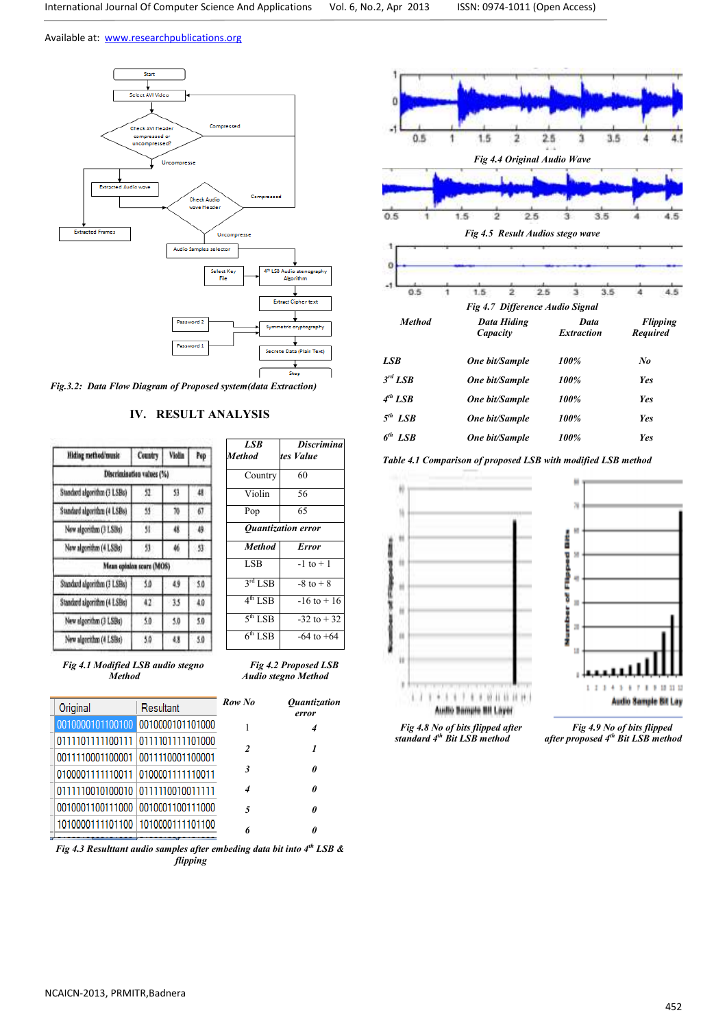Fig.3.2: Data Flow Diagram of Proposed system(data Extraction)

## IV. RESULT ANALYSIS

| Hiding method/music | Country | Violin | Pop |
|---|---|---|---|
| Discrimination values (%) | | | |
| Standard algorithm (3 LSBs) | 52 | 53 | 48 |
| Standard algorithm (4 LSBs) | 55 | 70 | 67 |
| New algorithm (3 LSBs) | 51 | 48 | 49 |
| New algorithm (4 LSBs) | 53 | 46 | 53 |
| Mean opinion score (MOS) | | | |
| Standard algorithm (3 LSBs) | 5.0 | 4.9 | 5.0 |
| Standard algorithm (4 LSBs) | 4.2 | 3.5 | 4.0 |
| New algorithm (3 LSBs) | 5.0 | 5.0 | 5.0 |
| New algorithm (4 LSBs) | 5.0 | 4.8 | 5.0 |

*Fig 4.1 Modified LSB audio stegno Method*

| LSB Method | Discriminates Value |
|---|---|
| Country | 60 |
| Violin | 56 |
| Pop | 65 |
| ***Quantization error*** | |
| ***Method*** | ***Error*** |
| LSB | -1 to + 1 |
| 3rd LSB | -8 to + 8 |
| 4th LSB | -16 to + 16 |
| 5th LSB | -32 to + 32 |
| 6th LSB | -64 to +64 |

*Fig 4.2 Proposed LSB Audio stegno Method*

| Original | Resultant |
|---|---|
| 0010000101100100 | 0010000101101000 |
| 0111101111100111 | 0111101111101000 |
| 0011110001100001 | 0011110001100001 |
| 0100001111110011 | 0100001111110011 |
| 0111110010100010 | 0111110010011111 |
| 0010001100111000 | 0010001100111000 |
| 1010000111101100 | 1010000111101100 |

| Row No | Quantization error |
|---|---|
| 1 | 4 |
| 2 | 1 |
| 3 | 0 |
| 4 | 0 |
| 5 | 0 |
| 6 | 0 |

*Fig 4.3 Resultant audio samples after embeding data bit into 4th LSB & flipping*

*Fig 4.4 Original Audio Wave*

*Fig 4.5 Result Audios stego wave*

*Fig 4.7 Difference Audio Signal*

| Method | Data Hiding Capacity | Data Extraction | Flipping Required |
|---|---|---|---|
| LSB | One bit/Sample | 100% | No |
| 3rd LSB | One bit/Sample | 100% | Yes |
| 4th LSB | One bit/Sample | 100% | Yes |
| 5th LSB | One bit/Sample | 100% | Yes |
| 6th LSB | One bit/Sample | 100% | Yes |

*Table 4.1 Comparison of proposed LSB with modified LSB method*

*Fig 4.8 No of bits flipped after standard 4th Bit LSB method*

*Fig 4.9 No of bits flipped after proposed 4th Bit LSB method*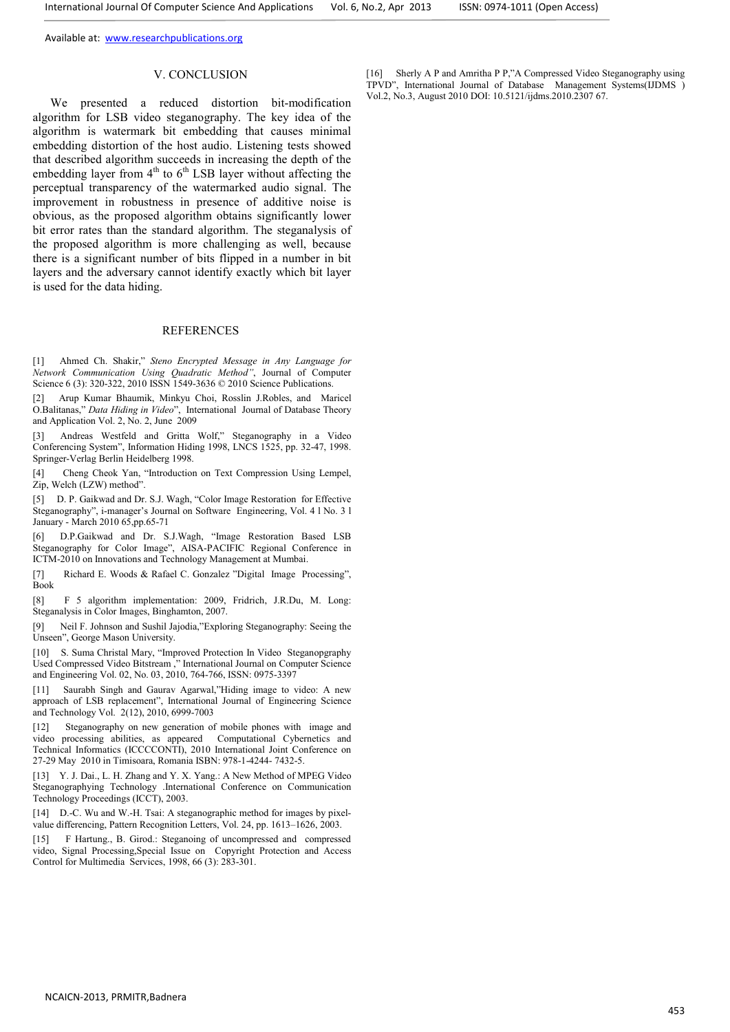## V. CONCLUSION

We presented a reduced distortion bit-modification algorithm for LSB video steganography. The key idea of the algorithm is watermark bit embedding that causes minimal embedding distortion of the host audio. Listening tests showed that described algorithm succeeds in increasing the depth of the embedding layer from $4^{th}$ to $6^{th}$ LSB layer without affecting the perceptual transparency of the watermarked audio signal. The improvement in robustness in presence of additive noise is obvious, as the proposed algorithm obtains significantly lower bit error rates than the standard algorithm. The steganalysis of the proposed algorithm is more challenging as well, because there is a significant number of bits flipped in a number in bit layers and the adversary cannot identify exactly which bit layer is used for the data hiding.

## REFERENCES

[1] Ahmed Ch. Shakir," *Steno Encrypted Message in Any Language for Network Communication Using Quadratic Method"*, Journal of Computer Science 6 (3): 320-322, 2010 ISSN 1549-3636 © 2010 Science Publications.

[2] Arup Kumar Bhaumik, Minkyu Choi, Rosslin J.Robles, and Maricel O.Balitanas," *Data Hiding in Video*", International Journal of Database Theory and Application Vol. 2, No. 2, June 2009

[3] Andreas Westfeld and Gritta Wolf," Steganography in a Video Conferencing System", Information Hiding 1998, LNCS 1525, pp. 32-47, 1998. Springer-Verlag Berlin Heidelberg 1998.

[4] Cheng Cheok Yan, "Introduction on Text Compression Using Lempel, Zip, Welch (LZW) method".

[5] D. P. Gaikwad and Dr. S.J. Wagh, "Color Image Restoration for Effective Steganography", i-manager's Journal on Software Engineering, Vol. 4 l No. 3 l January - March 2010 65,pp.65-71

[6] D.P.Gaikwad and Dr. S.J.Wagh, "Image Restoration Based LSB Steganography for Color Image", AISA-PACIFIC Regional Conference in ICTM-2010 on Innovations and Technology Management at Mumbai.

[7] Richard E. Woods & Rafael C. Gonzalez "Digital Image Processing", Book

[8] F 5 algorithm implementation: 2009, Fridrich, J.R.Du, M. Long: Steganalysis in Color Images, Binghamton, 2007.

[9] Neil F. Johnson and Sushil Jajodia,"Exploring Steganography: Seeing the Unseen", George Mason University.

[10] S. Suma Christal Mary, "Improved Protection In Video Steganopgraphy Used Compressed Video Bitstream ," International Journal on Computer Science and Engineering Vol. 02, No. 03, 2010, 764-766, ISSN: 0975-3397

[11] Saurabh Singh and Gaurav Agarwal,"Hiding image to video: A new approach of LSB replacement", International Journal of Engineering Science and Technology Vol. 2(12), 2010, 6999-7003

[12] Steganography on new generation of mobile phones with image and video processing abilities, as appeared Computational Cybernetics and Technical Informatics (ICCCCONTI), 2010 International Joint Conference on 27-29 May 2010 in Timisoara, Romania ISBN: 978-1-4244- 7432-5.

[13] Y. J. Dai., L. H. Zhang and Y. X. Yang.: A New Method of MPEG Video Steganographying Technology .International Conference on Communication Technology Proceedings (ICCT), 2003.

[14] D.-C. Wu and W.-H. Tsai: A steganographic method for images by pixel-value differencing, Pattern Recognition Letters, Vol. 24, pp. 1613–1626, 2003.

[15] F Hartung., B. Girod.: Steganoing of uncompressed and compressed video, Signal Processing,Special Issue on Copyright Protection and Access Control for Multimedia Services, 1998, 66 (3): 283-301.

[16] Sherly A P and Amritha P P,"A Compressed Video Steganography using TPVD", International Journal of Database Management Systems(IJDMS ) Vol.2, No.3, August 2010 DOI: 10.5121/ijdms.2010.2307 67.